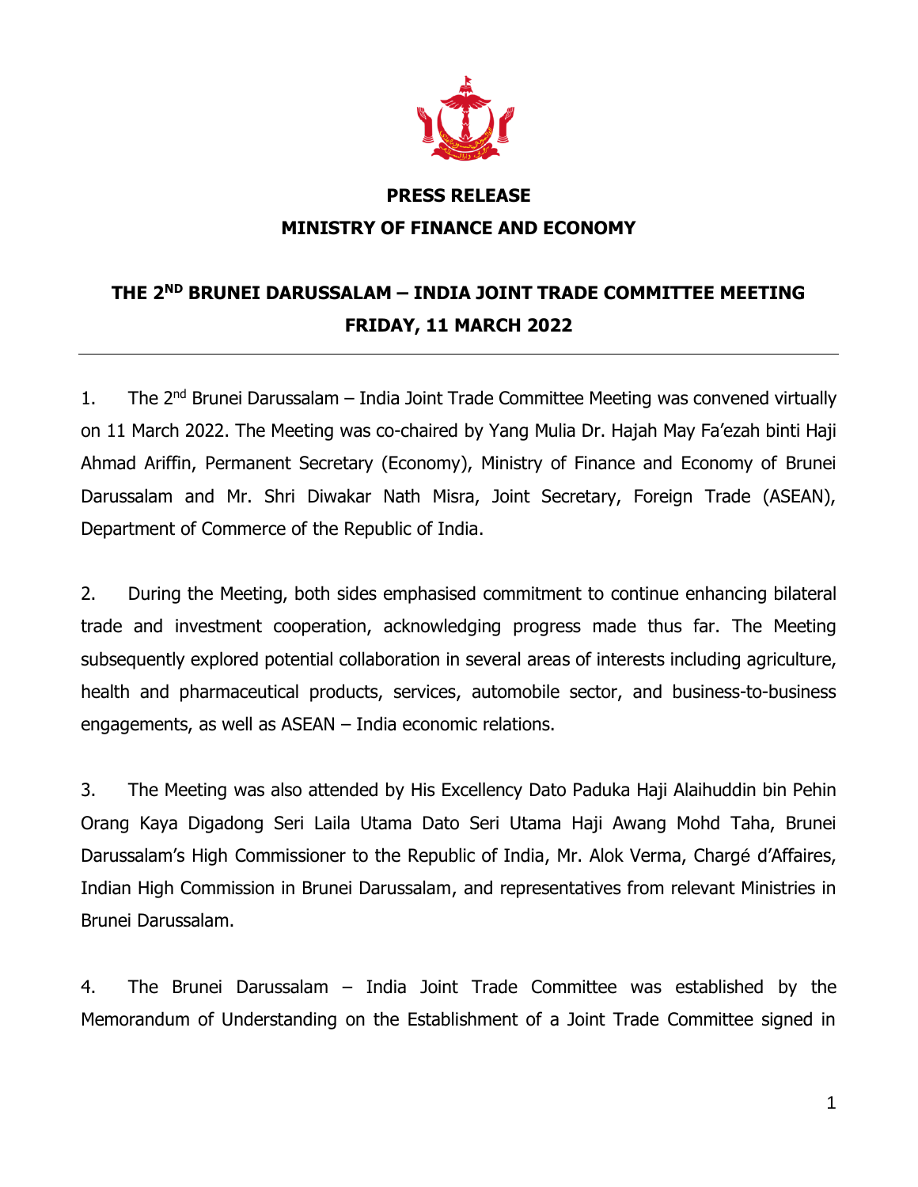**PRESS RELEASE**
**MINISTRY OF FINANCE AND ECONOMY**

# THE 2ND BRUNEI DARUSSALAM – INDIA JOINT TRADE COMMITTEE MEETING FRIDAY, 11 MARCH 2022

1. The 2nd Brunei Darussalam – India Joint Trade Committee Meeting was convened virtually on 11 March 2022. The Meeting was co-chaired by Yang Mulia Dr. Hajah May Fa'ezah binti Haji Ahmad Ariffin, Permanent Secretary (Economy), Ministry of Finance and Economy of Brunei Darussalam and Mr. Shri Diwakar Nath Misra, Joint Secretary, Foreign Trade (ASEAN), Department of Commerce of the Republic of India.

2. During the Meeting, both sides emphasised commitment to continue enhancing bilateral trade and investment cooperation, acknowledging progress made thus far. The Meeting subsequently explored potential collaboration in several areas of interests including agriculture, health and pharmaceutical products, services, automobile sector, and business-to-business engagements, as well as ASEAN – India economic relations.

3. The Meeting was also attended by His Excellency Dato Paduka Haji Alaihuddin bin Pehin Orang Kaya Digadong Seri Laila Utama Dato Seri Utama Haji Awang Mohd Taha, Brunei Darussalam's High Commissioner to the Republic of India, Mr. Alok Verma, Chargé d'Affaires, Indian High Commission in Brunei Darussalam, and representatives from relevant Ministries in Brunei Darussalam.

4. The Brunei Darussalam – India Joint Trade Committee was established by the Memorandum of Understanding on the Establishment of a Joint Trade Committee signed in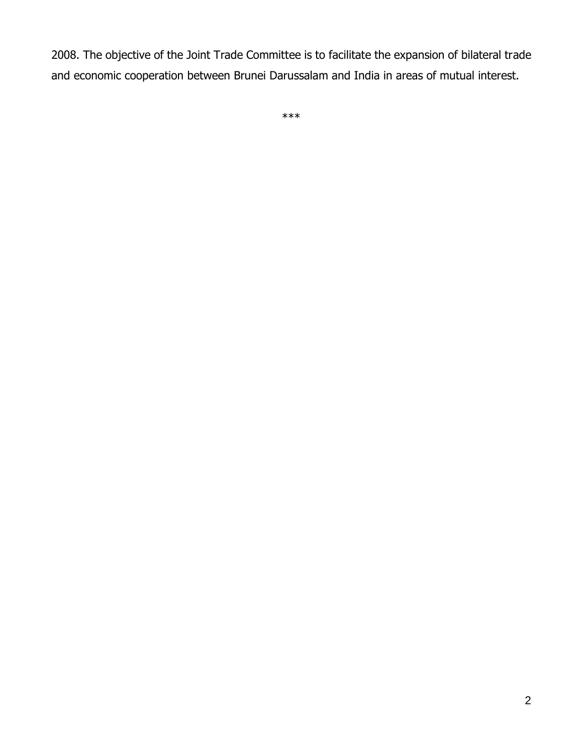2008. The objective of the Joint Trade Committee is to facilitate the expansion of bilateral trade and economic cooperation between Brunei Darussalam and India in areas of mutual interest.

***